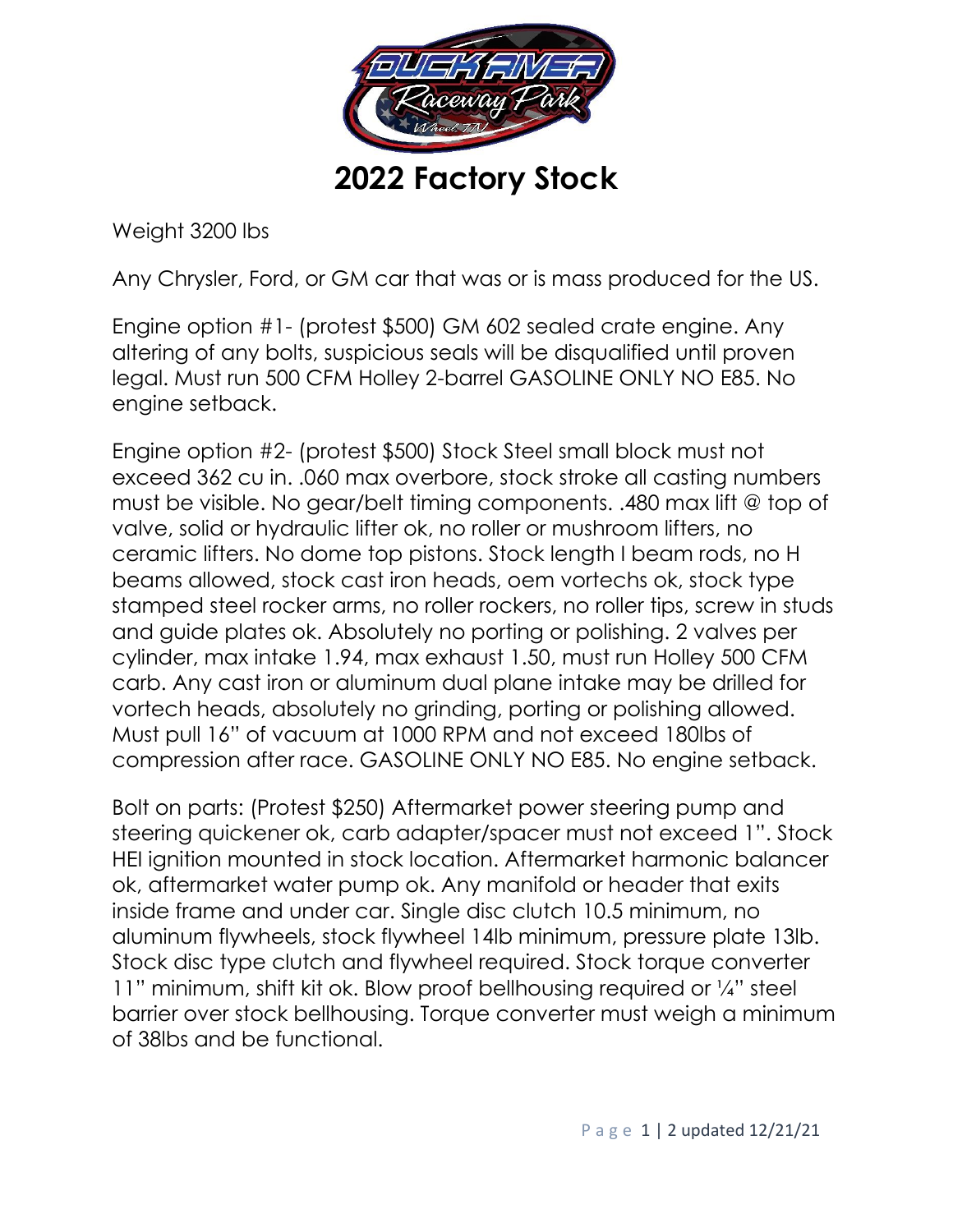# 2022 Factory Stock

Weight 3200 lbs

Any Chrysler, Ford, or GM car that was or is mass produced for the US.

Engine option #1- (protest $500) GM 602 sealed crate engine. Any altering of any bolts, suspicious seals will be disqualified until proven legal. Must run 500 CFM Holley 2-barrel GASOLINE ONLY NO E85. No engine setback.

Engine option #2- (protest $500) Stock Steel small block must not exceed 362 cu in. .060 max overbore, stock stroke all casting numbers must be visible. No gear/belt timing components. .480 max lift @ top of valve, solid or hydraulic lifter ok, no roller or mushroom lifters, no ceramic lifters. No dome top pistons. Stock length I beam rods, no H beams allowed, stock cast iron heads, oem vortechs ok, stock type stamped steel rocker arms, no roller rockers, no roller tips, screw in studs and guide plates ok. Absolutely no porting or polishing. 2 valves per cylinder, max intake 1.94, max exhaust 1.50, must run Holley 500 CFM carb. Any cast iron or aluminum dual plane intake may be drilled for vortech heads, absolutely no grinding, porting or polishing allowed. Must pull 16" of vacuum at 1000 RPM and not exceed 180lbs of compression after race. GASOLINE ONLY NO E85. No engine setback.

Bolt on parts: (Protest $250) Aftermarket power steering pump and steering quickener ok, carb adapter/spacer must not exceed 1". Stock HEI ignition mounted in stock location. Aftermarket harmonic balancer ok, aftermarket water pump ok. Any manifold or header that exits inside frame and under car. Single disc clutch 10.5 minimum, no aluminum flywheels, stock flywheel 14lb minimum, pressure plate 13lb. Stock disc type clutch and flywheel required. Stock torque converter 11" minimum, shift kit ok. Blow proof bellhousing required or ¼" steel barrier over stock bellhousing. Torque converter must weigh a minimum of 38lbs and be functional.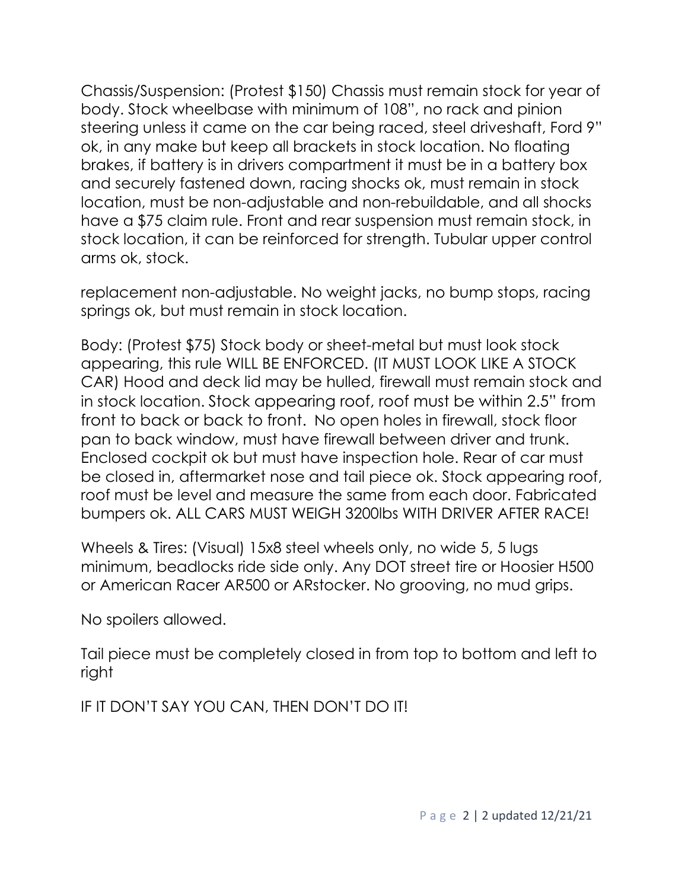Chassis/Suspension: (Protest $150) Chassis must remain stock for year of body. Stock wheelbase with minimum of 108", no rack and pinion steering unless it came on the car being raced, steel driveshaft, Ford 9" ok, in any make but keep all brackets in stock location. No floating brakes, if battery is in drivers compartment it must be in a battery box and securely fastened down, racing shocks ok, must remain in stock location, must be non-adjustable and non-rebuildable, and all shocks have a $75 claim rule. Front and rear suspension must remain stock, in stock location, it can be reinforced for strength. Tubular upper control arms ok, stock.

replacement non-adjustable. No weight jacks, no bump stops, racing springs ok, but must remain in stock location.

Body: (Protest $75) Stock body or sheet-metal but must look stock appearing, this rule WILL BE ENFORCED. (IT MUST LOOK LIKE A STOCK CAR) Hood and deck lid may be hulled, firewall must remain stock and in stock location. Stock appearing roof, roof must be within 2.5" from front to back or back to front. No open holes in firewall, stock floor pan to back window, must have firewall between driver and trunk. Enclosed cockpit ok but must have inspection hole. Rear of car must be closed in, aftermarket nose and tail piece ok. Stock appearing roof, roof must be level and measure the same from each door. Fabricated bumpers ok. ALL CARS MUST WEIGH 3200lbs WITH DRIVER AFTER RACE!

Wheels & Tires: (Visual) 15x8 steel wheels only, no wide 5, 5 lugs minimum, beadlocks ride side only. Any DOT street tire or Hoosier H500 or American Racer AR500 or ARstocker. No grooving, no mud grips.

No spoilers allowed.

Tail piece must be completely closed in from top to bottom and left to right

IF IT DON'T SAY YOU CAN, THEN DON'T DO IT!

updated 12/21/21